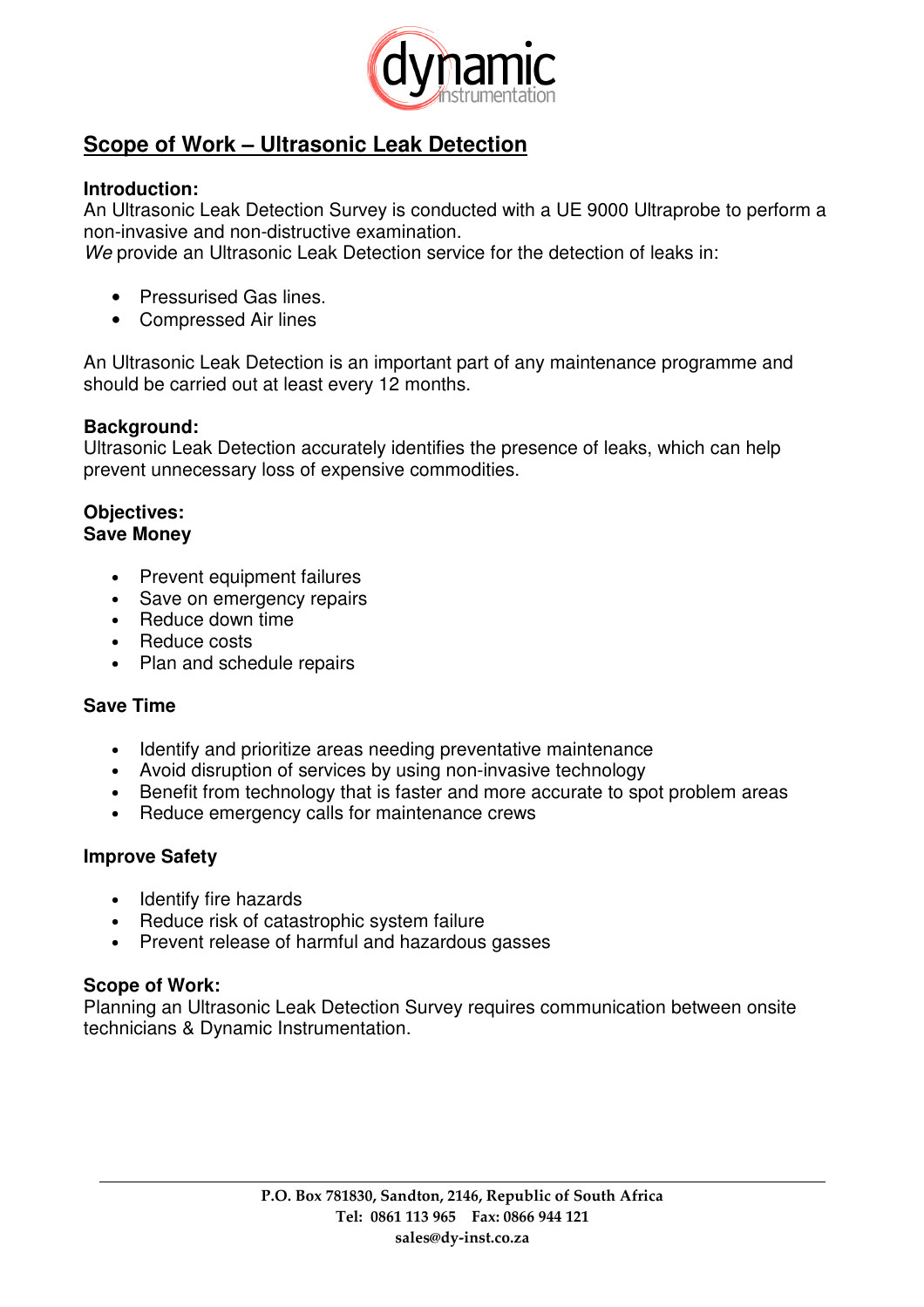# Scope of Work – Ultrasonic Leak Detection

**Introduction:**
An Ultrasonic Leak Detection Survey is conducted with a UE 9000 Ultraprobe to perform a non-invasive and non-distructive examination.
*We* provide an Ultrasonic Leak Detection service for the detection of leaks in:

- Pressurised Gas lines.
- Compressed Air lines

An Ultrasonic Leak Detection is an important part of any maintenance programme and should be carried out at least every 12 months.

**Background:**
Ultrasonic Leak Detection accurately identifies the presence of leaks, which can help prevent unnecessary loss of expensive commodities.

**Objectives:**
**Save Money**

- Prevent equipment failures
- Save on emergency repairs
- Reduce down time
- Reduce costs
- Plan and schedule repairs

**Save Time**

- Identify and prioritize areas needing preventative maintenance
- Avoid disruption of services by using non-invasive technology
- Benefit from technology that is faster and more accurate to spot problem areas
- Reduce emergency calls for maintenance crews

**Improve Safety**

- Identify fire hazards
- Reduce risk of catastrophic system failure
- Prevent release of harmful and hazardous gasses

**Scope of Work:**
Planning an Ultrasonic Leak Detection Survey requires communication between onsite technicians & Dynamic Instrumentation.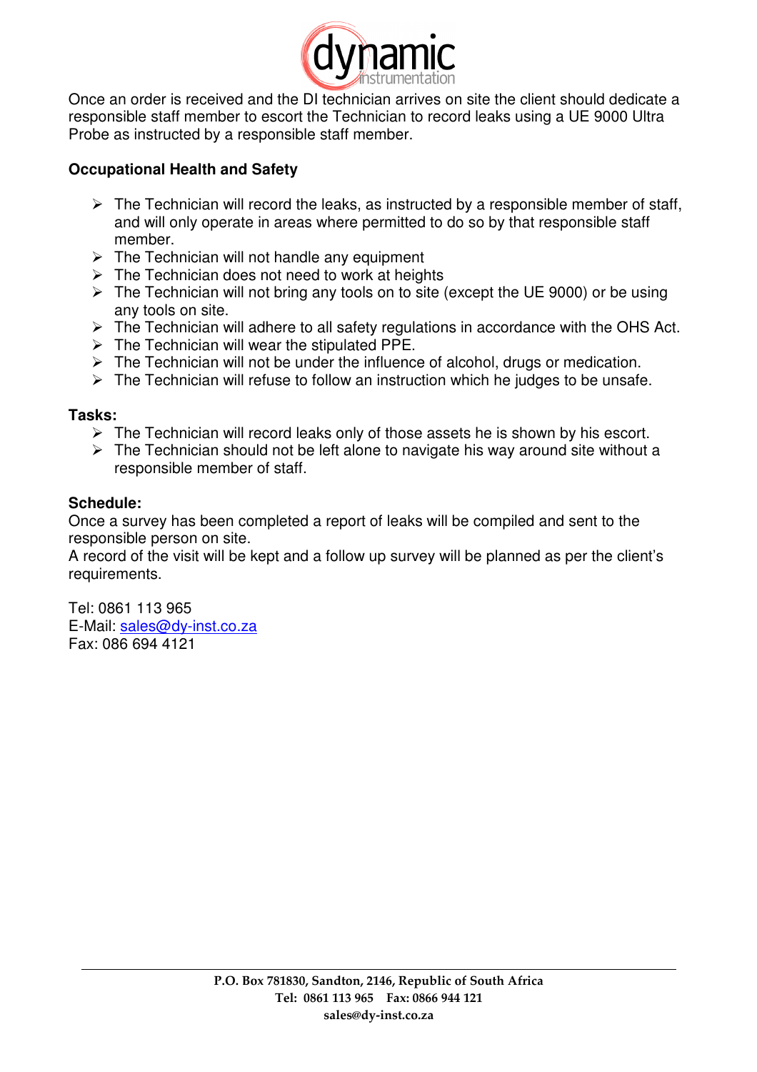Once an order is received and the DI technician arrives on site the client should dedicate a responsible staff member to escort the Technician to record leaks using a UE 9000 Ultra Probe as instructed by a responsible staff member.

**Occupational Health and Safety**

- The Technician will record the leaks, as instructed by a responsible member of staff, and will only operate in areas where permitted to do so by that responsible staff member.
- The Technician will not handle any equipment
- The Technician does not need to work at heights
- The Technician will not bring any tools on to site (except the UE 9000) or be using any tools on site.
- The Technician will adhere to all safety regulations in accordance with the OHS Act.
- The Technician will wear the stipulated PPE.
- The Technician will not be under the influence of alcohol, drugs or medication.
- The Technician will refuse to follow an instruction which he judges to be unsafe.

**Tasks:**

- The Technician will record leaks only of those assets he is shown by his escort.
- The Technician should not be left alone to navigate his way around site without a responsible member of staff.

**Schedule:**

Once a survey has been completed a report of leaks will be compiled and sent to the responsible person on site.
A record of the visit will be kept and a follow up survey will be planned as per the client's requirements.

Tel: 0861 113 965
E-Mail: sales@dy-inst.co.za
Fax: 086 694 4121